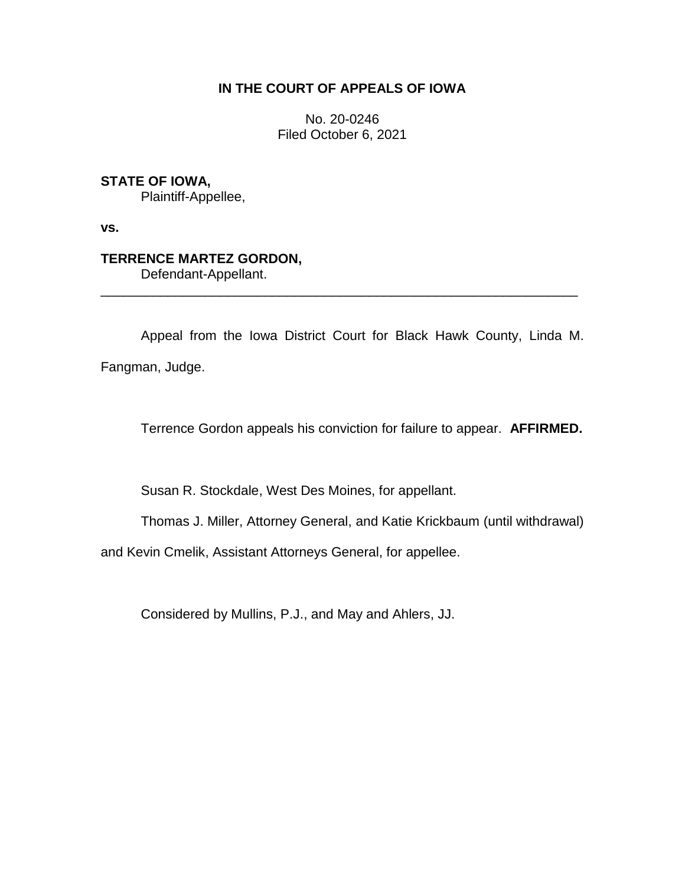**IN THE COURT OF APPEALS OF IOWA**

No. 20-0246
Filed October 6, 2021

**STATE OF IOWA,**
Plaintiff-Appellee,

**vs.**

**TERRENCE MARTEZ GORDON,**
Defendant-Appellant.

---

Appeal from the Iowa District Court for Black Hawk County, Linda M. Fangman, Judge.

Terrence Gordon appeals his conviction for failure to appear. **AFFIRMED.**

Susan R. Stockdale, West Des Moines, for appellant.

Thomas J. Miller, Attorney General, and Katie Krickbaum (until withdrawal) and Kevin Cmelik, Assistant Attorneys General, for appellee.

Considered by Mullins, P.J., and May and Ahlers, JJ.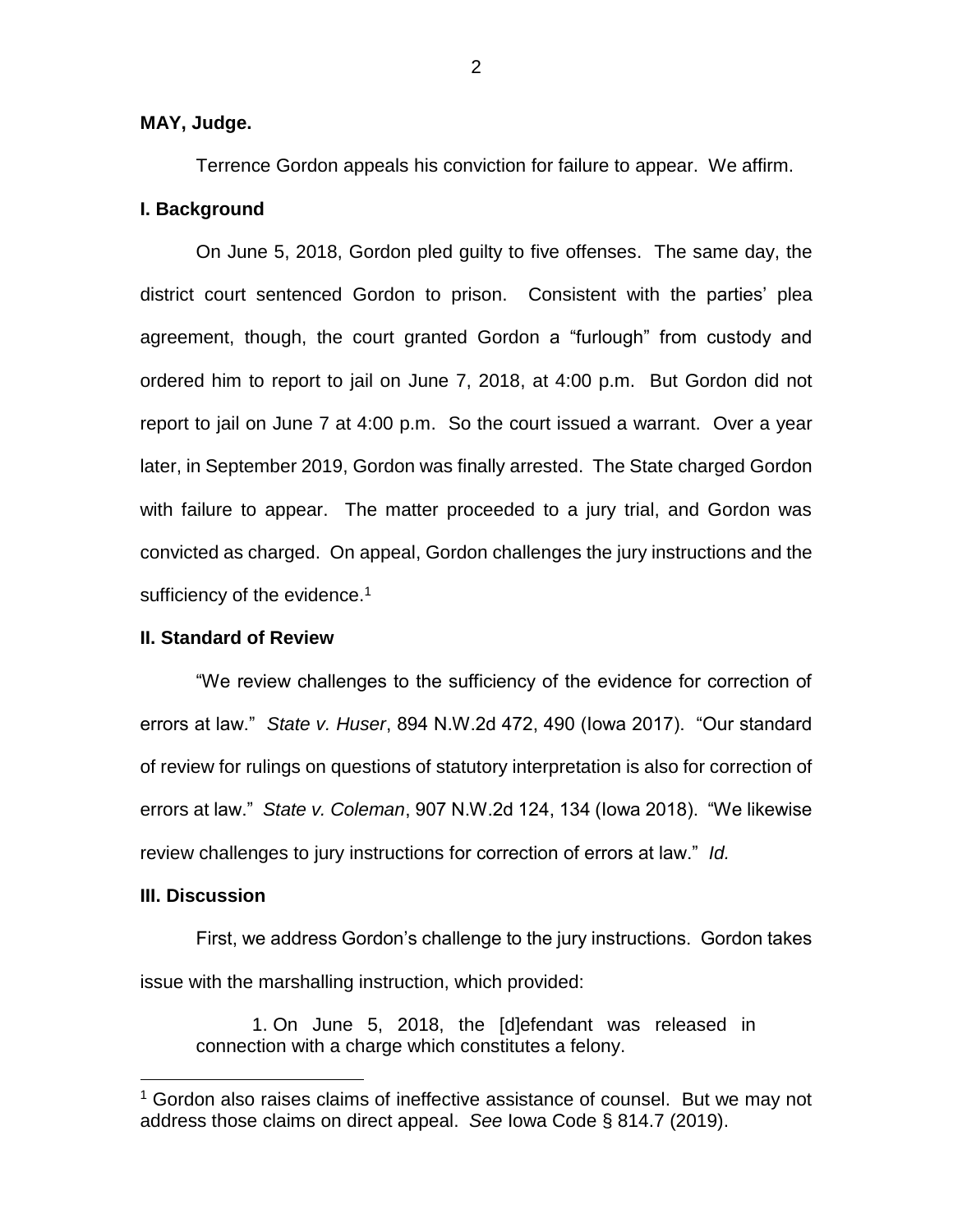**MAY, Judge.**

Terrence Gordon appeals his conviction for failure to appear. We affirm.

## I. Background

On June 5, 2018, Gordon pled guilty to five offenses. The same day, the district court sentenced Gordon to prison. Consistent with the parties' plea agreement, though, the court granted Gordon a "furlough" from custody and ordered him to report to jail on June 7, 2018, at 4:00 p.m. But Gordon did not report to jail on June 7 at 4:00 p.m. So the court issued a warrant. Over a year later, in September 2019, Gordon was finally arrested. The State charged Gordon with failure to appear. The matter proceeded to a jury trial, and Gordon was convicted as charged. On appeal, Gordon challenges the jury instructions and the sufficiency of the evidence.[1]

## II. Standard of Review

"We review challenges to the sufficiency of the evidence for correction of errors at law." *State v. Huser*, 894 N.W.2d 472, 490 (Iowa 2017). "Our standard of review for rulings on questions of statutory interpretation is also for correction of errors at law." *State v. Coleman*, 907 N.W.2d 124, 134 (Iowa 2018). "We likewise review challenges to jury instructions for correction of errors at law." *Id.*

## III. Discussion

First, we address Gordon's challenge to the jury instructions. Gordon takes issue with the marshalling instruction, which provided:

> 1. On June 5, 2018, the [d]efendant was released in connection with a charge which constitutes a felony.

[1] Gordon also raises claims of ineffective assistance of counsel. But we may not address those claims on direct appeal. *See* Iowa Code § 814.7 (2019).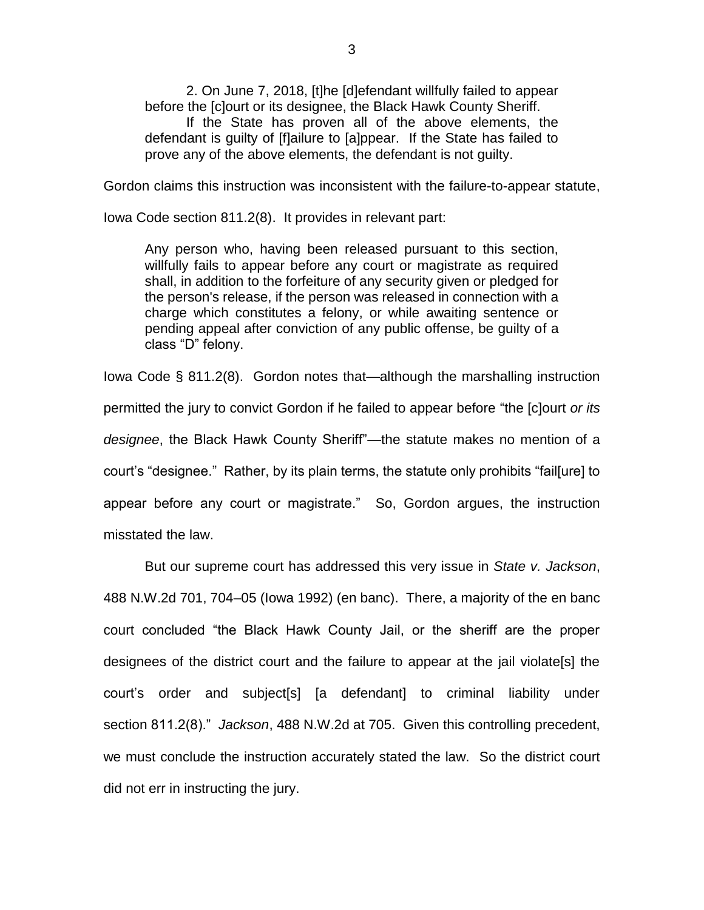2. On June 7, 2018, [t]he [d]efendant willfully failed to appear before the [c]ourt or its designee, the Black Hawk County Sheriff.

If the State has proven all of the above elements, the defendant is guilty of [f]ailure to [a]ppear. If the State has failed to prove any of the above elements, the defendant is not guilty.

Gordon claims this instruction was inconsistent with the failure-to-appear statute, Iowa Code section 811.2(8). It provides in relevant part:

> Any person who, having been released pursuant to this section, willfully fails to appear before any court or magistrate as required shall, in addition to the forfeiture of any security given or pledged for the person's release, if the person was released in connection with a charge which constitutes a felony, or while awaiting sentence or pending appeal after conviction of any public offense, be guilty of a class "D" felony.

Iowa Code § 811.2(8). Gordon notes that—although the marshalling instruction permitted the jury to convict Gordon if he failed to appear before "the [c]ourt *or its designee*, the Black Hawk County Sheriff"—the statute makes no mention of a court's "designee." Rather, by its plain terms, the statute only prohibits "fail[ure] to appear before any court or magistrate." So, Gordon argues, the instruction misstated the law.

But our supreme court has addressed this very issue in *State v. Jackson*, 488 N.W.2d 701, 704–05 (Iowa 1992) (en banc). There, a majority of the en banc court concluded "the Black Hawk County Jail, or the sheriff are the proper designees of the district court and the failure to appear at the jail violate[s] the court's order and subject[s] [a defendant] to criminal liability under section 811.2(8)." *Jackson*, 488 N.W.2d at 705. Given this controlling precedent, we must conclude the instruction accurately stated the law. So the district court did not err in instructing the jury.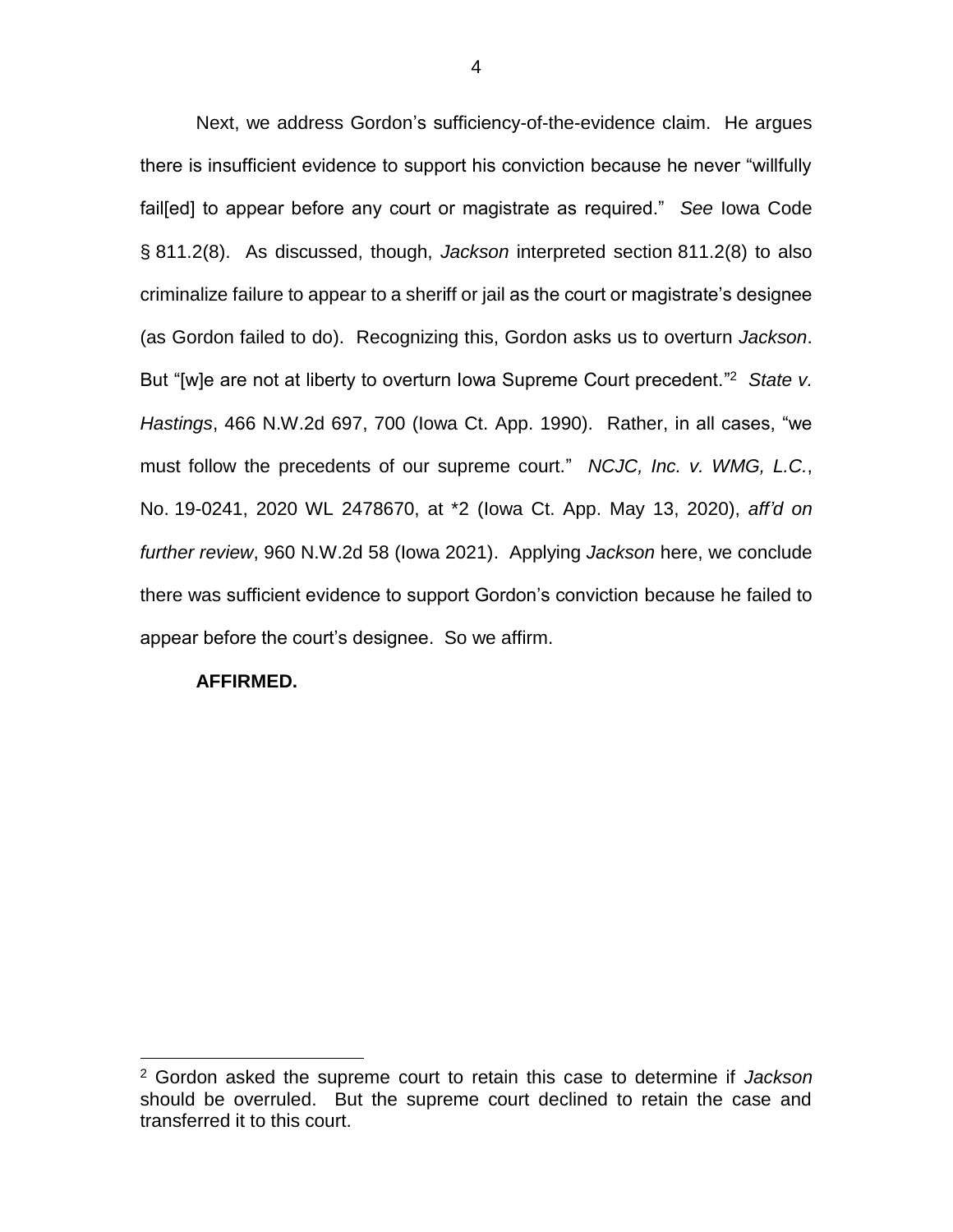Next, we address Gordon's sufficiency-of-the-evidence claim. He argues there is insufficient evidence to support his conviction because he never "willfully fail[ed] to appear before any court or magistrate as required." *See* Iowa Code § 811.2(8). As discussed, though, *Jackson* interpreted section 811.2(8) to also criminalize failure to appear to a sheriff or jail as the court or magistrate's designee (as Gordon failed to do). Recognizing this, Gordon asks us to overturn *Jackson*. But "[w]e are not at liberty to overturn Iowa Supreme Court precedent."[2] *State v. Hastings*, 466 N.W.2d 697, 700 (Iowa Ct. App. 1990). Rather, in all cases, "we must follow the precedents of our supreme court." *NCJC, Inc. v. WMG, L.C.*, No. 19-0241, 2020 WL 2478670, at *2 (Iowa Ct. App. May 13, 2020), *aff'd on further review*, 960 N.W.2d 58 (Iowa 2021). Applying *Jackson* here, we conclude there was sufficient evidence to support Gordon's conviction because he failed to appear before the court's designee. So we affirm.

**AFFIRMED.**

[2] Gordon asked the supreme court to retain this case to determine if *Jackson* should be overruled. But the supreme court declined to retain the case and transferred it to this court.